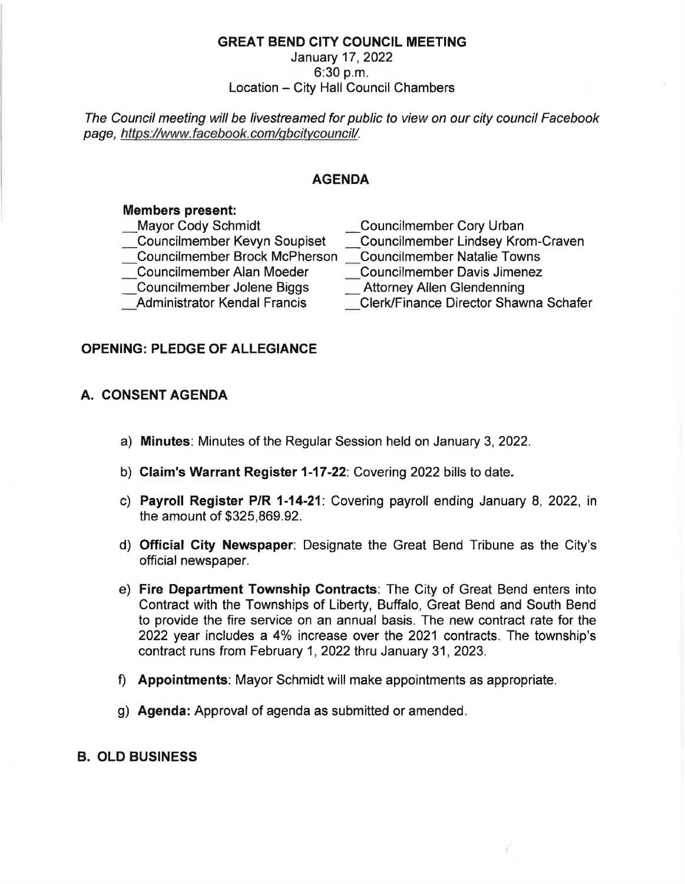# GREAT BEND CITY COUNCIL MEETING

January 17, 2022
6:30 p.m.
Location – City Hall Council Chambers

*The Council meeting will be livestreamed for public to view on our city council Facebook page, https://www.facebook.com/gbcitycouncil/.*

## AGENDA

**Members present:**

| | |
|---|---|
| __Mayor Cody Schmidt | __Councilmember Cory Urban |
| __Councilmember Kevyn Soupiset | __Councilmember Lindsey Krom-Craven |
| __Councilmember Brock McPherson | __Councilmember Natalie Towns |
| __Councilmember Alan Moeder | __Councilmember Davis Jimenez |
| __Councilmember Jolene Biggs | __ Attorney Allen Glendenning |
| __Administrator Kendal Francis | __Clerk/Finance Director Shawna Schafer |

## OPENING: PLEDGE OF ALLEGIANCE

## A. CONSENT AGENDA

a) **Minutes**: Minutes of the Regular Session held on January 3, 2022.

b) **Claim's Warrant Register 1-17-22**: Covering 2022 bills to date.

c) **Payroll Register P/R 1-14-21**: Covering payroll ending January 8, 2022, in the amount of $325,869.92.

d) **Official City Newspaper**: Designate the Great Bend Tribune as the City's official newspaper.

e) **Fire Department Township Contracts**: The City of Great Bend enters into Contract with the Townships of Liberty, Buffalo, Great Bend and South Bend to provide the fire service on an annual basis. The new contract rate for the 2022 year includes a 4% increase over the 2021 contracts. The township's contract runs from February 1, 2022 thru January 31, 2023.

f) **Appointments**: Mayor Schmidt will make appointments as appropriate.

g) **Agenda:** Approval of agenda as submitted or amended.

## B. OLD BUSINESS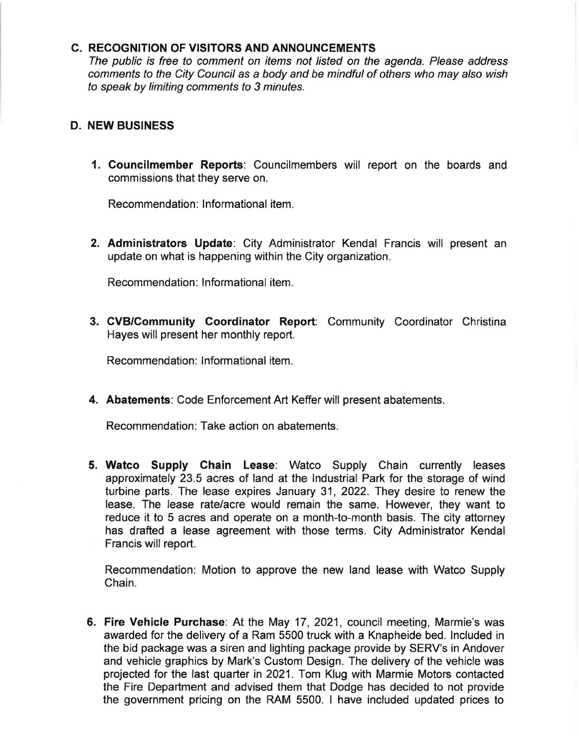## C. RECOGNITION OF VISITORS AND ANNOUNCEMENTS

*The public is free to comment on items not listed on the agenda. Please address comments to the City Council as a body and be mindful of others who may also wish to speak by limiting comments to 3 minutes.*

## D. NEW BUSINESS

1. **Councilmember Reports**: Councilmembers will report on the boards and commissions that they serve on.

   Recommendation: Informational item.

2. **Administrators Update**: City Administrator Kendal Francis will present an update on what is happening within the City organization.

   Recommendation: Informational item.

3. **CVB/Community Coordinator Report**: Community Coordinator Christina Hayes will present her monthly report.

   Recommendation: Informational item.

4. **Abatements**: Code Enforcement Art Keffer will present abatements.

   Recommendation: Take action on abatements.

5. **Watco Supply Chain Lease**: Watco Supply Chain currently leases approximately 23.5 acres of land at the Industrial Park for the storage of wind turbine parts. The lease expires January 31, 2022. They desire to renew the lease. The lease rate/acre would remain the same. However, they want to reduce it to 5 acres and operate on a month-to-month basis. The city attorney has drafted a lease agreement with those terms. City Administrator Kendal Francis will report.

   Recommendation: Motion to approve the new land lease with Watco Supply Chain.

6. **Fire Vehicle Purchase**: At the May 17, 2021, council meeting, Marmie's was awarded for the delivery of a Ram 5500 truck with a Knapheide bed. Included in the bid package was a siren and lighting package provide by SERV's in Andover and vehicle graphics by Mark's Custom Design. The delivery of the vehicle was projected for the last quarter in 2021. Tom Klug with Marmie Motors contacted the Fire Department and advised them that Dodge has decided to not provide the government pricing on the RAM 5500. I have included updated prices to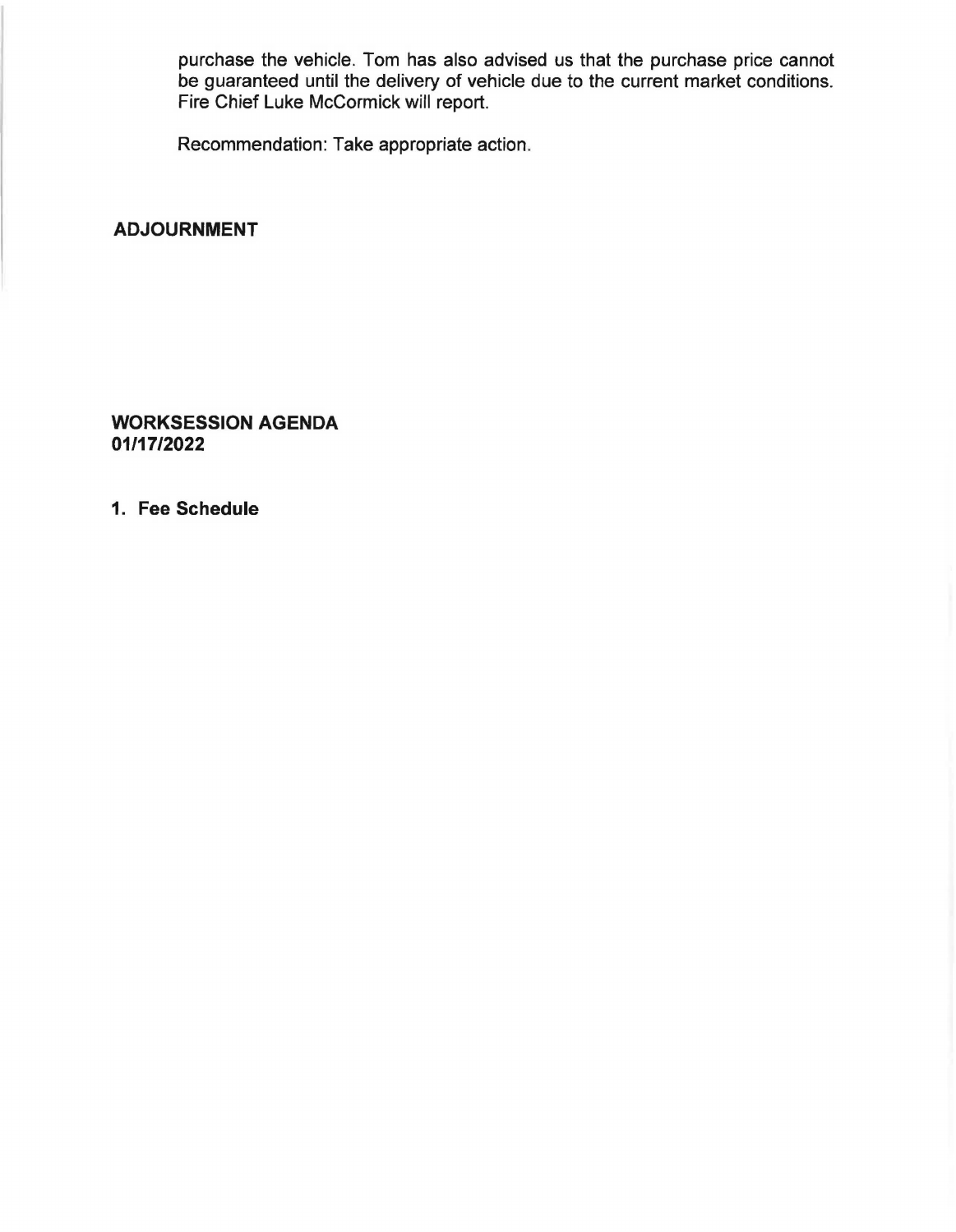purchase the vehicle. Tom has also advised us that the purchase price cannot be guaranteed until the delivery of vehicle due to the current market conditions. Fire Chief Luke McCormick will report.

Recommendation: Take appropriate action.

**ADJOURNMENT**

**WORKSESSION AGENDA**
**01/17/2022**

1. **Fee Schedule**